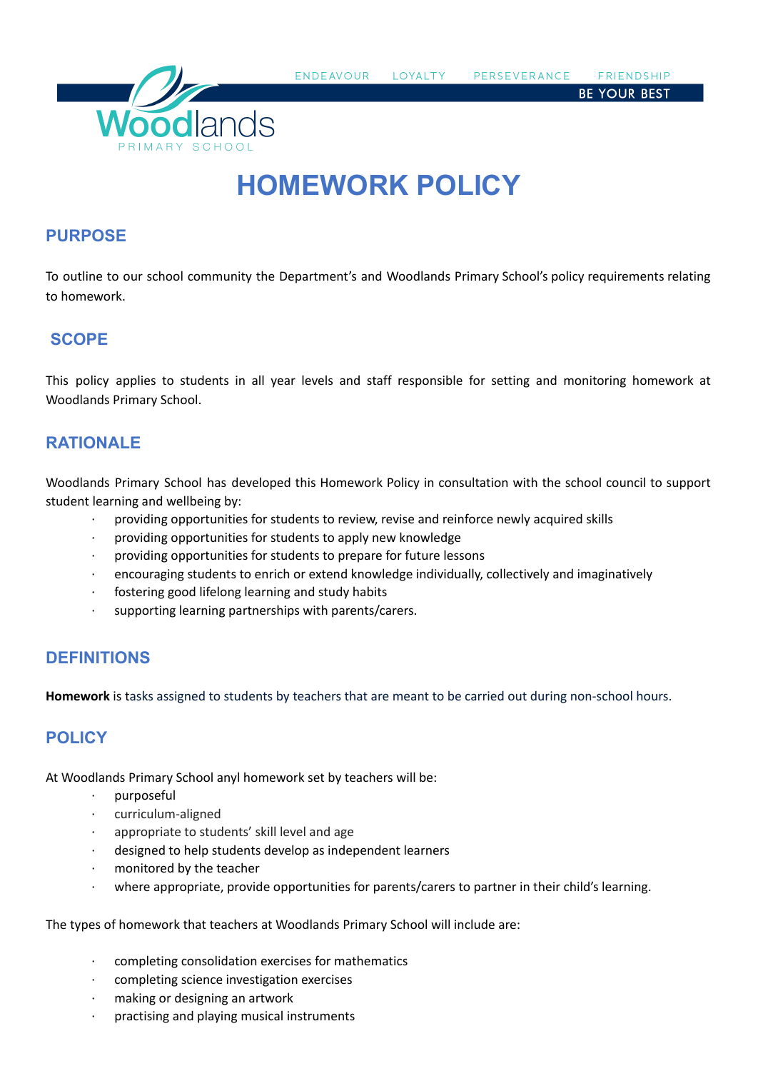ENDEAVOUR LOYALTY PERSEVERANCE FRIENDSHIP

BE YOUR BEST

Woodlands
PRIMARY SCHOOL

# HOMEWORK POLICY

## PURPOSE

To outline to our school community the Department's and Woodlands Primary School's policy requirements relating to homework.

## SCOPE

This policy applies to students in all year levels and staff responsible for setting and monitoring homework at Woodlands Primary School.

## RATIONALE

Woodlands Primary School has developed this Homework Policy in consultation with the school council to support student learning and wellbeing by:

- providing opportunities for students to review, revise and reinforce newly acquired skills
- providing opportunities for students to apply new knowledge
- providing opportunities for students to prepare for future lessons
- encouraging students to enrich or extend knowledge individually, collectively and imaginatively
- fostering good lifelong learning and study habits
- supporting learning partnerships with parents/carers.

## DEFINITIONS

**Homework** is tasks assigned to students by teachers that are meant to be carried out during non-school hours.

## POLICY

At Woodlands Primary School anyl homework set by teachers will be:

- purposeful
- curriculum-aligned
- appropriate to students' skill level and age
- designed to help students develop as independent learners
- monitored by the teacher
- where appropriate, provide opportunities for parents/carers to partner in their child's learning.

The types of homework that teachers at Woodlands Primary School will include are:

- completing consolidation exercises for mathematics
- completing science investigation exercises
- making or designing an artwork
- practising and playing musical instruments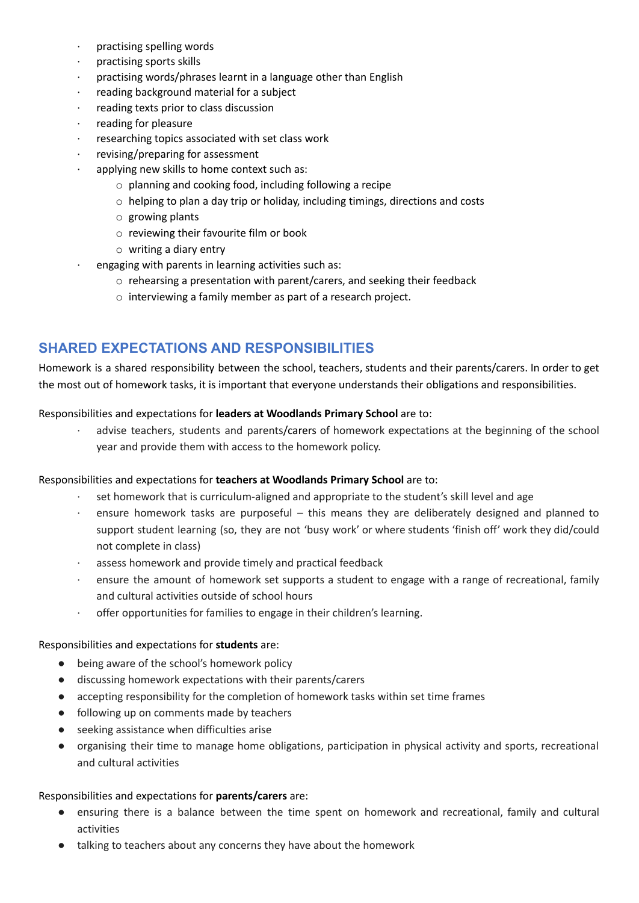- practising spelling words
- practising sports skills
- practising words/phrases learnt in a language other than English
- reading background material for a subject
- reading texts prior to class discussion
- reading for pleasure
- researching topics associated with set class work
- revising/preparing for assessment
- applying new skills to home context such as:
    - planning and cooking food, including following a recipe
    - helping to plan a day trip or holiday, including timings, directions and costs
    - growing plants
    - reviewing their favourite film or book
    - writing a diary entry
- engaging with parents in learning activities such as:
    - rehearsing a presentation with parent/carers, and seeking their feedback
    - interviewing a family member as part of a research project.

## SHARED EXPECTATIONS AND RESPONSIBILITIES

Homework is a shared responsibility between the school, teachers, students and their parents/carers. In order to get the most out of homework tasks, it is important that everyone understands their obligations and responsibilities.

Responsibilities and expectations for **leaders at Woodlands Primary School** are to:

- advise teachers, students and parents/carers of homework expectations at the beginning of the school year and provide them with access to the homework policy.

Responsibilities and expectations for **teachers at Woodlands Primary School** are to:

- set homework that is curriculum-aligned and appropriate to the student's skill level and age
- ensure homework tasks are purposeful – this means they are deliberately designed and planned to support student learning (so, they are not 'busy work' or where students 'finish off' work they did/could not complete in class)
- assess homework and provide timely and practical feedback
- ensure the amount of homework set supports a student to engage with a range of recreational, family and cultural activities outside of school hours
- offer opportunities for families to engage in their children's learning.

Responsibilities and expectations for **students** are:

- being aware of the school's homework policy
- discussing homework expectations with their parents/carers
- accepting responsibility for the completion of homework tasks within set time frames
- following up on comments made by teachers
- seeking assistance when difficulties arise
- organising their time to manage home obligations, participation in physical activity and sports, recreational and cultural activities

Responsibilities and expectations for **parents/carers** are:

- ensuring there is a balance between the time spent on homework and recreational, family and cultural activities
- talking to teachers about any concerns they have about the homework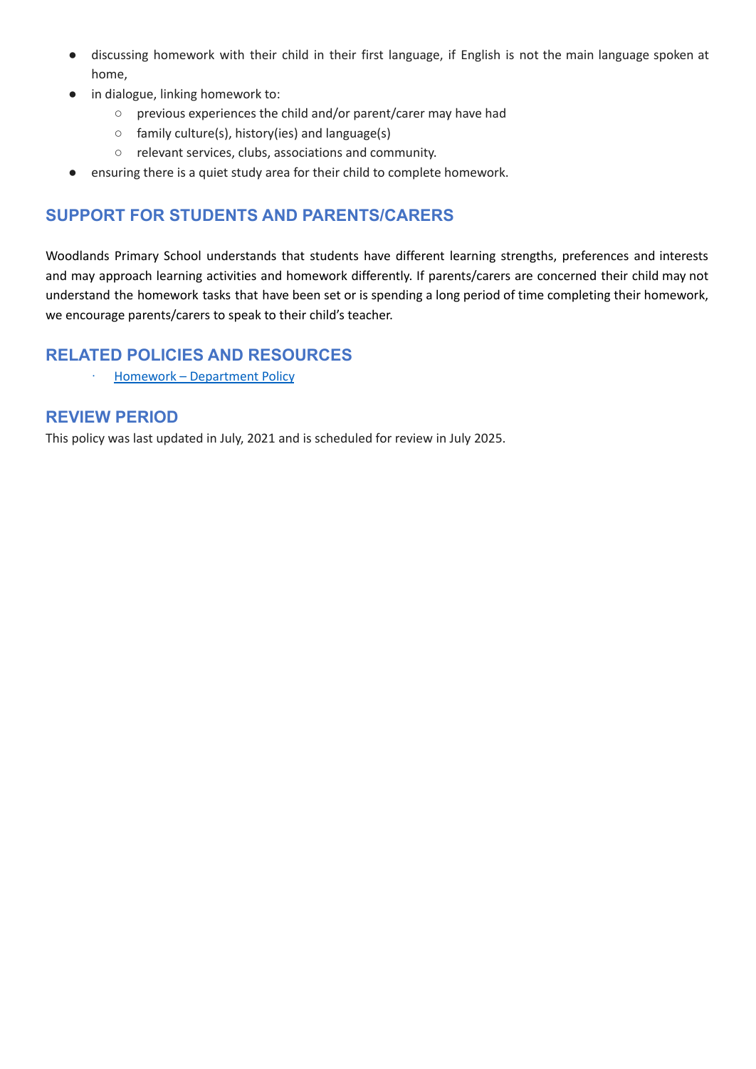- discussing homework with their child in their first language, if English is not the main language spoken at home,
- in dialogue, linking homework to:
    - previous experiences the child and/or parent/carer may have had
    - family culture(s), history(ies) and language(s)
    - relevant services, clubs, associations and community.
- ensuring there is a quiet study area for their child to complete homework.

## SUPPORT FOR STUDENTS AND PARENTS/CARERS

Woodlands Primary School understands that students have different learning strengths, preferences and interests and may approach learning activities and homework differently. If parents/carers are concerned their child may not understand the homework tasks that have been set or is spending a long period of time completing their homework, we encourage parents/carers to speak to their child's teacher.

## RELATED POLICIES AND RESOURCES

- Homework – Department Policy

## REVIEW PERIOD

This policy was last updated in July, 2021 and is scheduled for review in July 2025.